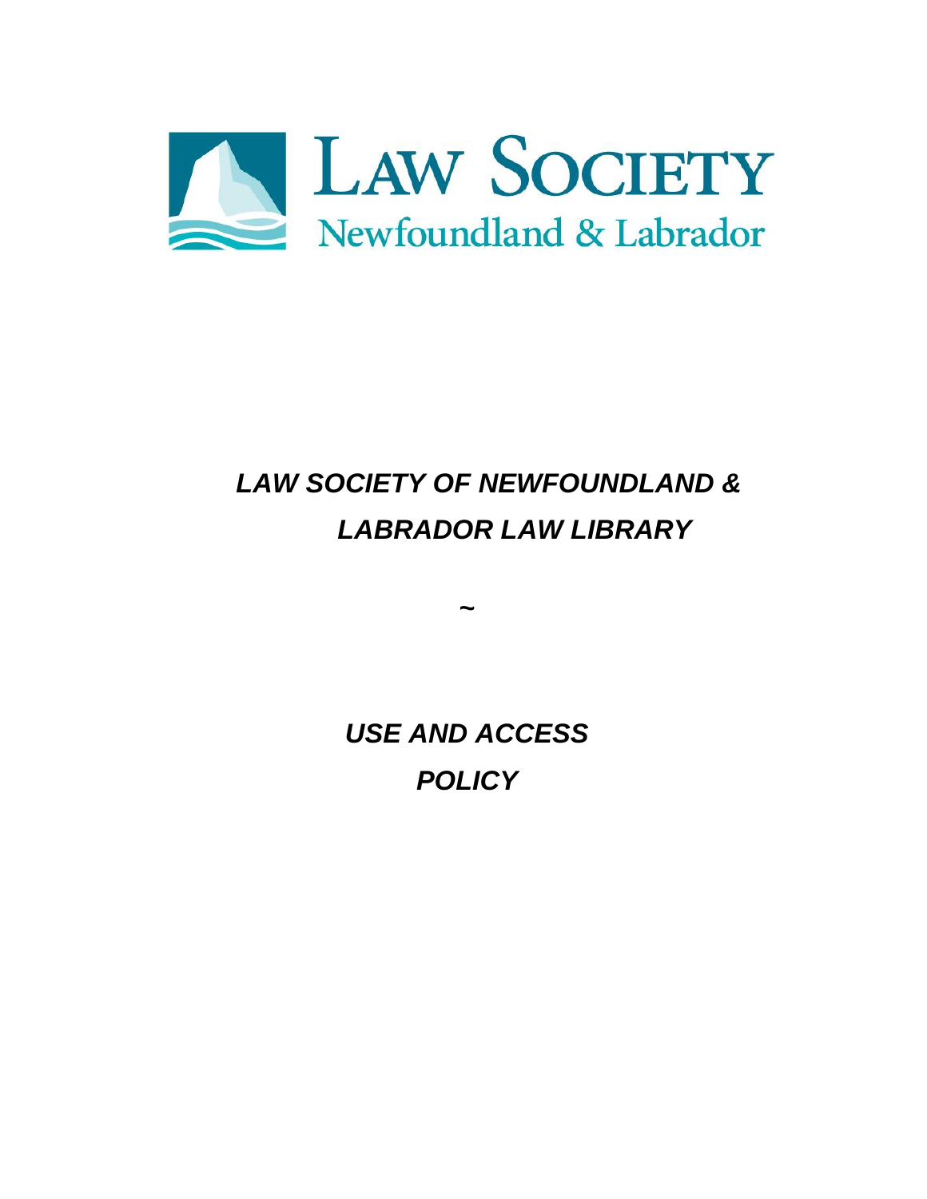LAW SOCIETY
Newfoundland & Labrador

# *LAW SOCIETY OF NEWFOUNDLAND & LABRADOR LAW LIBRARY*

~

# *USE AND ACCESS POLICY*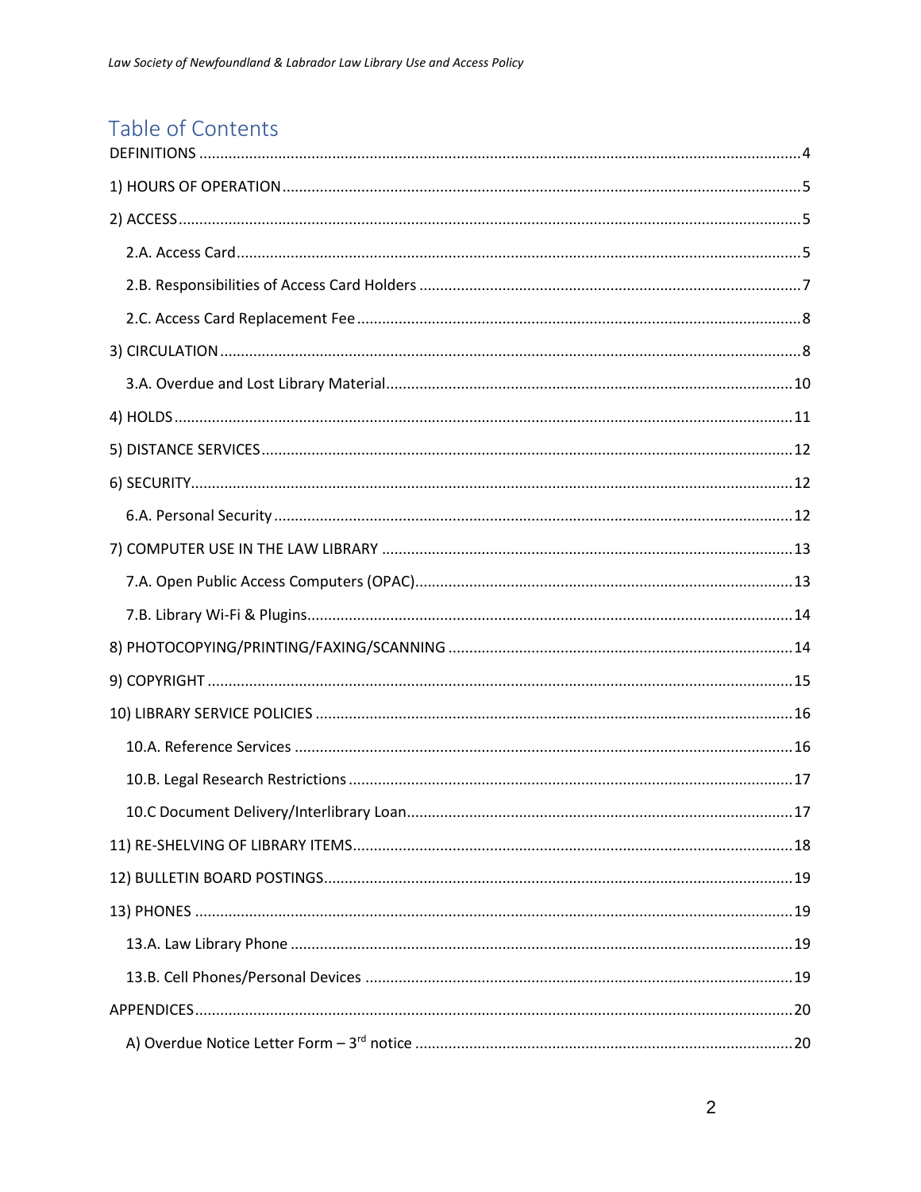# Table of Contents

DEFINITIONS ............................................................................................................................................4

1) HOURS OF OPERATION..........................................................................................................................5

2) ACCESS....................................................................................................................................................5

- 2.A. Access Card......................................................................................................................................5
- 2.B. Responsibilities of Access Card Holders ..........................................................................................7
- 2.C. Access Card Replacement Fee..........................................................................................................8

3) CIRCULATION ..........................................................................................................................................8

- 3.A. Overdue and Lost Library Material.................................................................................................10

4) HOLDS ...................................................................................................................................................11

5) DISTANCE SERVICES ..............................................................................................................................12

6) SECURITY...............................................................................................................................................12

- 6.A. Personal Security ...........................................................................................................................12

7) COMPUTER USE IN THE LAW LIBRARY .................................................................................................13

- 7.A. Open Public Access Computers (OPAC)..........................................................................................13
- 7.B. Library Wi-Fi & Plugins...................................................................................................................14

8) PHOTOCOPYING/PRINTING/FAXING/SCANNING .................................................................................14

9) COPYRIGHT ..........................................................................................................................................15

10) LIBRARY SERVICE POLICIES .................................................................................................................16

- 10.A. Reference Services ......................................................................................................................16
- 10.B. Legal Research Restrictions .........................................................................................................17
- 10.C Document Delivery/Interlibrary Loan...........................................................................................17

11) RE-SHELVING OF LIBRARY ITEMS........................................................................................................18

12) BULLETIN BOARD POSTINGS...............................................................................................................19

13) PHONES ..............................................................................................................................................19

- 13.A. Law Library Phone .......................................................................................................................19
- 13.B. Cell Phones/Personal Devices ......................................................................................................19

APPENDICES.............................................................................................................................................20

- A) Overdue Notice Letter Form – 3rd notice .........................................................................................20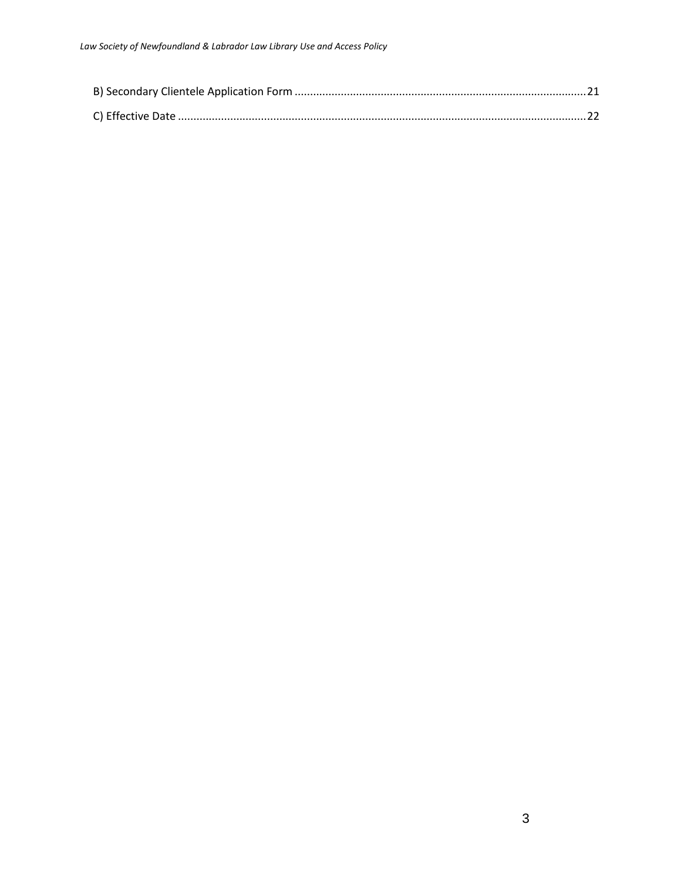B) Secondary Clientele Application Form ........................................................................................ 21

C) Effective Date ................................................................................................................................ 22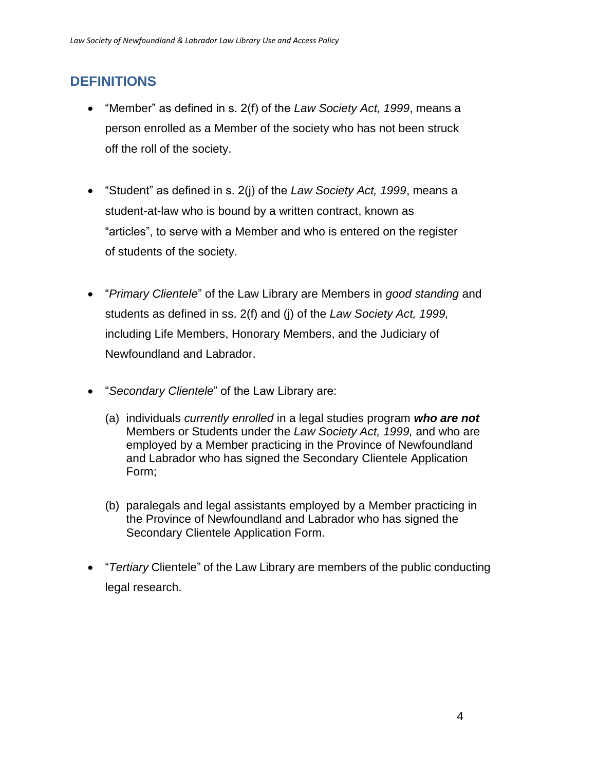## DEFINITIONS

- "Member" as defined in s. 2(f) of the *Law Society Act, 1999*, means a person enrolled as a Member of the society who has not been struck off the roll of the society.

- "Student" as defined in s. 2(j) of the *Law Society Act, 1999*, means a student-at-law who is bound by a written contract, known as "articles", to serve with a Member and who is entered on the register of students of the society.

- "*Primary Clientele*" of the Law Library are Members in *good standing* and students as defined in ss. 2(f) and (j) of the *Law Society Act, 1999,* including Life Members, Honorary Members, and the Judiciary of Newfoundland and Labrador.

- "*Secondary Clientele*" of the Law Library are:

  (a) individuals *currently enrolled* in a legal studies program ***who are not*** Members or Students under the *Law Society Act, 1999,* and who are employed by a Member practicing in the Province of Newfoundland and Labrador who has signed the Secondary Clientele Application Form;

  (b) paralegals and legal assistants employed by a Member practicing in the Province of Newfoundland and Labrador who has signed the Secondary Clientele Application Form.

- "*Tertiary* Clientele" of the Law Library are members of the public conducting legal research.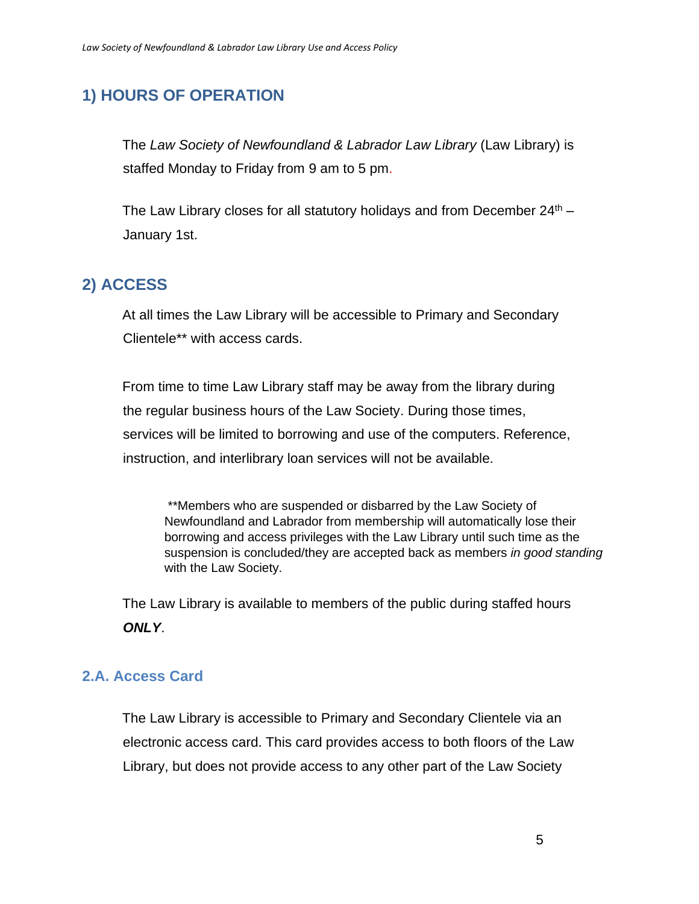## 1) HOURS OF OPERATION

The *Law Society of Newfoundland & Labrador Law Library* (Law Library) is staffed Monday to Friday from 9 am to 5 pm.

The Law Library closes for all statutory holidays and from December 24th – January 1st.

## 2) ACCESS

At all times the Law Library will be accessible to Primary and Secondary Clientele** with access cards.

From time to time Law Library staff may be away from the library during the regular business hours of the Law Society. During those times, services will be limited to borrowing and use of the computers. Reference, instruction, and interlibrary loan services will not be available.

> **Members who are suspended or disbarred by the Law Society of Newfoundland and Labrador from membership will automatically lose their borrowing and access privileges with the Law Library until such time as the suspension is concluded/they are accepted back as members *in good standing* with the Law Society.

The Law Library is available to members of the public during staffed hours ***ONLY***.

### 2.A. Access Card

The Law Library is accessible to Primary and Secondary Clientele via an electronic access card. This card provides access to both floors of the Law Library, but does not provide access to any other part of the Law Society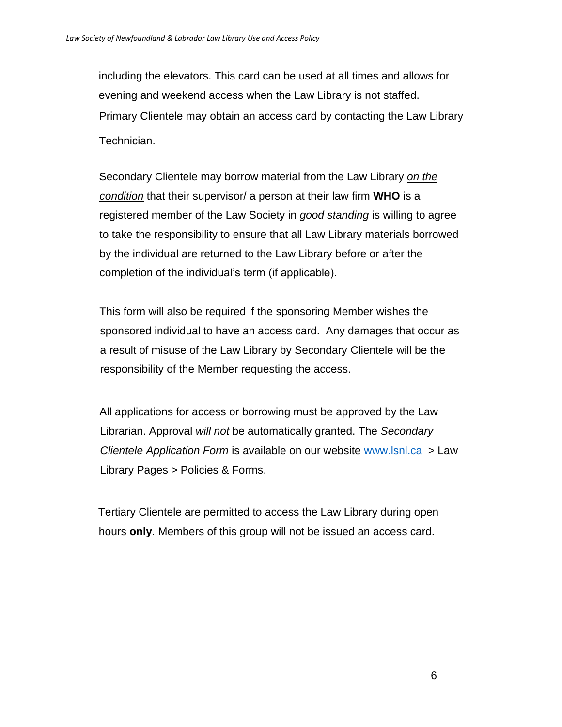including the elevators. This card can be used at all times and allows for evening and weekend access when the Law Library is not staffed. Primary Clientele may obtain an access card by contacting the Law Library Technician.

Secondary Clientele may borrow material from the Law Library *on the condition* that their supervisor/ a person at their law firm **WHO** is a registered member of the Law Society in *good standing* is willing to agree to take the responsibility to ensure that all Law Library materials borrowed by the individual are returned to the Law Library before or after the completion of the individual's term (if applicable).

This form will also be required if the sponsoring Member wishes the sponsored individual to have an access card. Any damages that occur as a result of misuse of the Law Library by Secondary Clientele will be the responsibility of the Member requesting the access.

All applications for access or borrowing must be approved by the Law Librarian. Approval *will not* be automatically granted. The *Secondary Clientele Application Form* is available on our website [www.lsnl.ca](http://www.lsnl.ca) > Law Library Pages > Policies & Forms.

Tertiary Clientele are permitted to access the Law Library during open hours **only**. Members of this group will not be issued an access card.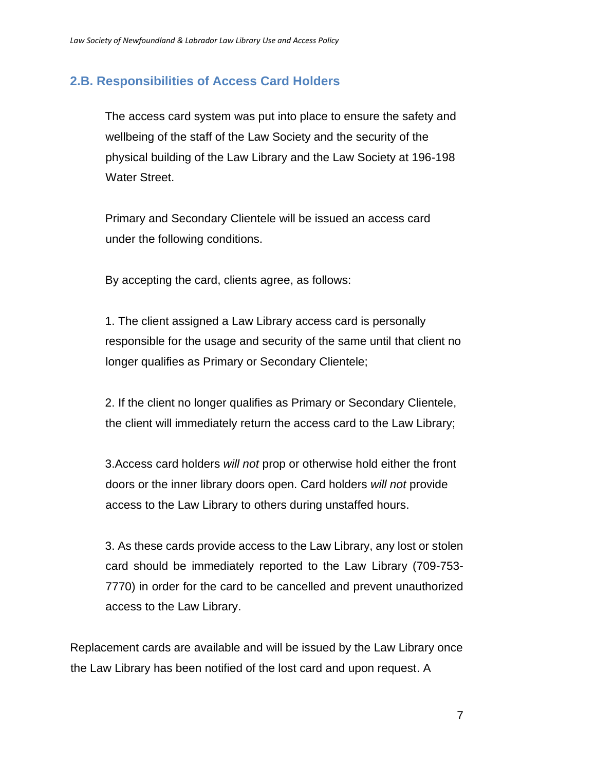## 2.B. Responsibilities of Access Card Holders

The access card system was put into place to ensure the safety and wellbeing of the staff of the Law Society and the security of the physical building of the Law Library and the Law Society at 196-198 Water Street.

Primary and Secondary Clientele will be issued an access card under the following conditions.

By accepting the card, clients agree, as follows:

1. The client assigned a Law Library access card is personally responsible for the usage and security of the same until that client no longer qualifies as Primary or Secondary Clientele;

2. If the client no longer qualifies as Primary or Secondary Clientele, the client will immediately return the access card to the Law Library;

3.Access card holders *will not* prop or otherwise hold either the front doors or the inner library doors open. Card holders *will not* provide access to the Law Library to others during unstaffed hours.

3. As these cards provide access to the Law Library, any lost or stolen card should be immediately reported to the Law Library (709-753-7770) in order for the card to be cancelled and prevent unauthorized access to the Law Library.

Replacement cards are available and will be issued by the Law Library once the Law Library has been notified of the lost card and upon request. A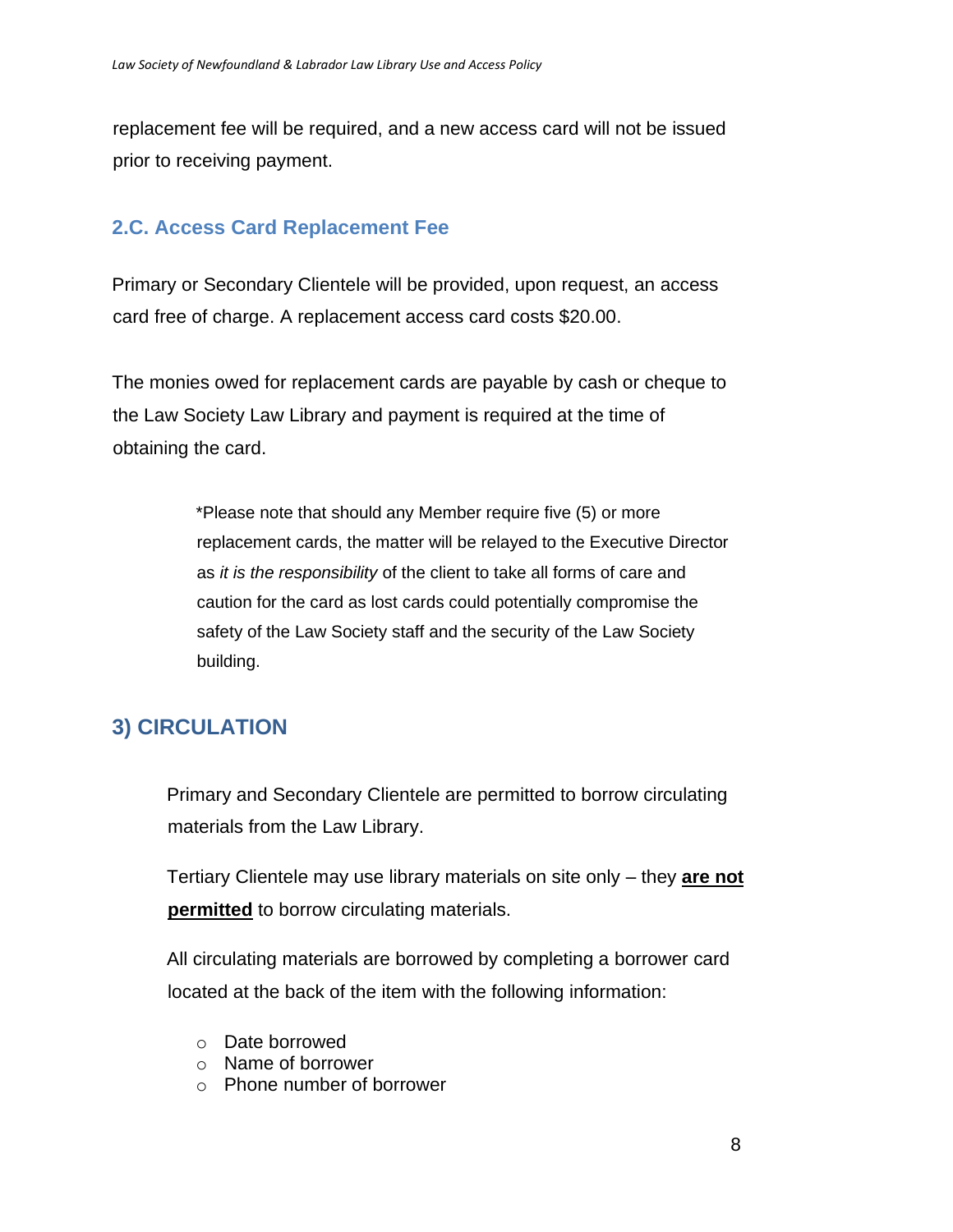replacement fee will be required, and a new access card will not be issued prior to receiving payment.

### 2.C. Access Card Replacement Fee

Primary or Secondary Clientele will be provided, upon request, an access card free of charge. A replacement access card costs $20.00.

The monies owed for replacement cards are payable by cash or cheque to the Law Society Law Library and payment is required at the time of obtaining the card.

> *Please note that should any Member require five (5) or more replacement cards, the matter will be relayed to the Executive Director as *it is the responsibility* of the client to take all forms of care and caution for the card as lost cards could potentially compromise the safety of the Law Society staff and the security of the Law Society building.

## 3) CIRCULATION

Primary and Secondary Clientele are permitted to borrow circulating materials from the Law Library.

Tertiary Clientele may use library materials on site only – they <u>**are not permitted**</u> to borrow circulating materials.

All circulating materials are borrowed by completing a borrower card located at the back of the item with the following information:

- Date borrowed
- Name of borrower
- Phone number of borrower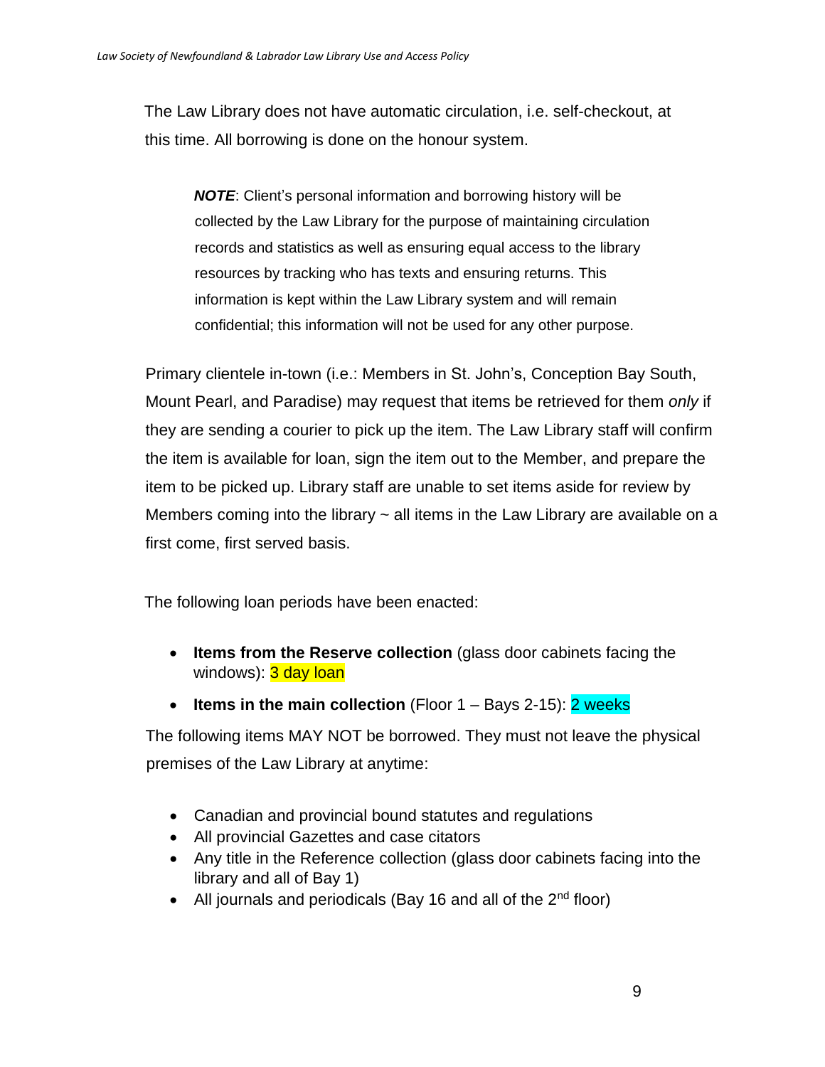The Law Library does not have automatic circulation, i.e. self-checkout, at this time. All borrowing is done on the honour system.

> ***NOTE***: Client's personal information and borrowing history will be collected by the Law Library for the purpose of maintaining circulation records and statistics as well as ensuring equal access to the library resources by tracking who has texts and ensuring returns. This information is kept within the Law Library system and will remain confidential; this information will not be used for any other purpose.

Primary clientele in-town (i.e.: Members in St. John's, Conception Bay South, Mount Pearl, and Paradise) may request that items be retrieved for them *only* if they are sending a courier to pick up the item. The Law Library staff will confirm the item is available for loan, sign the item out to the Member, and prepare the item to be picked up. Library staff are unable to set items aside for review by Members coming into the library ~ all items in the Law Library are available on a first come, first served basis.

The following loan periods have been enacted:

- **Items from the Reserve collection** (glass door cabinets facing the windows): 3 day loan
- **Items in the main collection** (Floor 1 – Bays 2-15): 2 weeks

The following items MAY NOT be borrowed. They must not leave the physical premises of the Law Library at anytime:

- Canadian and provincial bound statutes and regulations
- All provincial Gazettes and case citators
- Any title in the Reference collection (glass door cabinets facing into the library and all of Bay 1)
- All journals and periodicals (Bay 16 and all of the 2nd floor)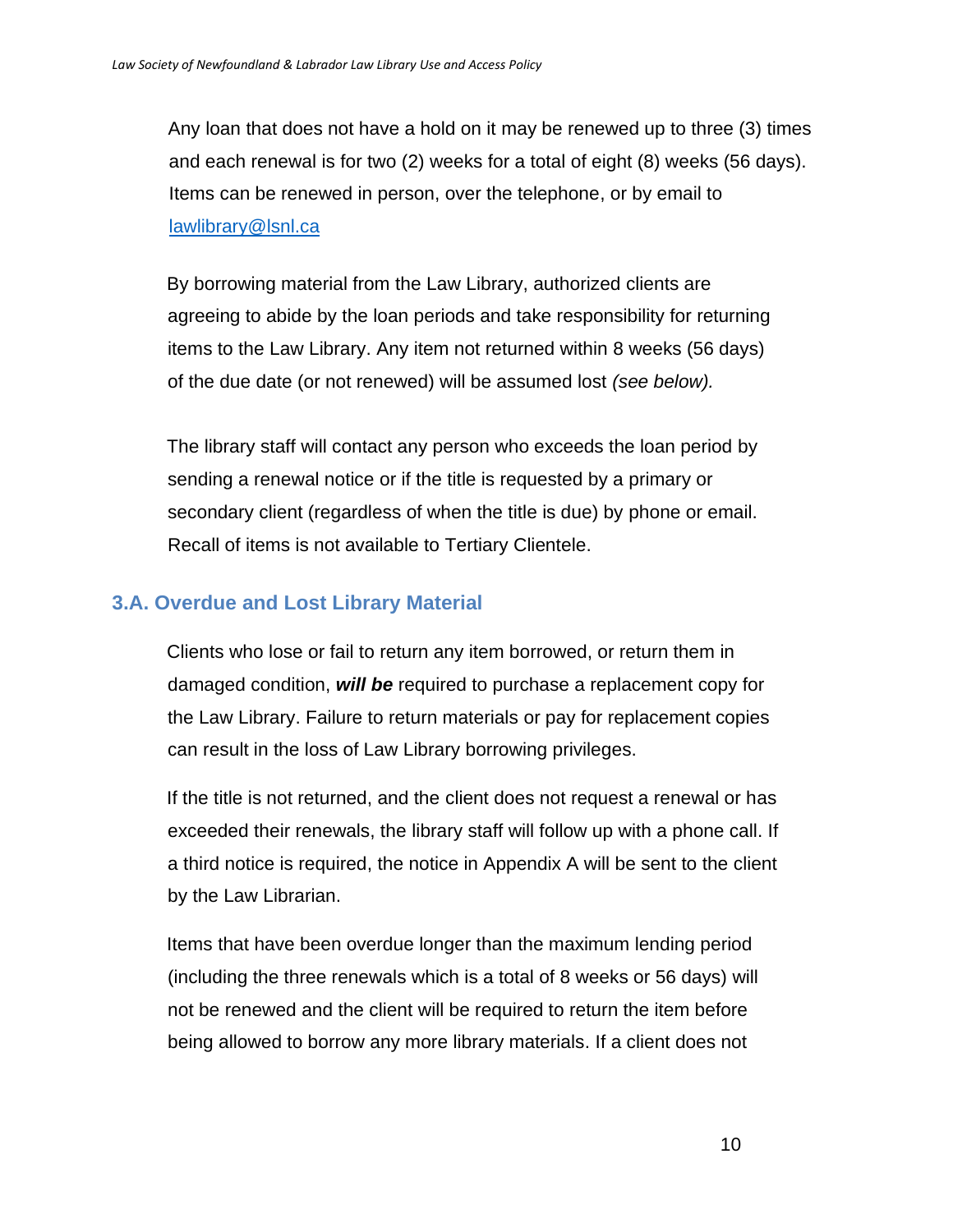Any loan that does not have a hold on it may be renewed up to three (3) times and each renewal is for two (2) weeks for a total of eight (8) weeks (56 days). Items can be renewed in person, over the telephone, or by email to [lawlibrary@lsnl.ca](mailto:lawlibrary@lsnl.ca)

By borrowing material from the Law Library, authorized clients are agreeing to abide by the loan periods and take responsibility for returning items to the Law Library. Any item not returned within 8 weeks (56 days) of the due date (or not renewed) will be assumed lost *(see below).*

The library staff will contact any person who exceeds the loan period by sending a renewal notice or if the title is requested by a primary or secondary client (regardless of when the title is due) by phone or email. Recall of items is not available to Tertiary Clientele.

## 3.A. Overdue and Lost Library Material

Clients who lose or fail to return any item borrowed, or return them in damaged condition, ***will be*** required to purchase a replacement copy for the Law Library. Failure to return materials or pay for replacement copies can result in the loss of Law Library borrowing privileges.

If the title is not returned, and the client does not request a renewal or has exceeded their renewals, the library staff will follow up with a phone call. If a third notice is required, the notice in Appendix A will be sent to the client by the Law Librarian.

Items that have been overdue longer than the maximum lending period (including the three renewals which is a total of 8 weeks or 56 days) will not be renewed and the client will be required to return the item before being allowed to borrow any more library materials. If a client does not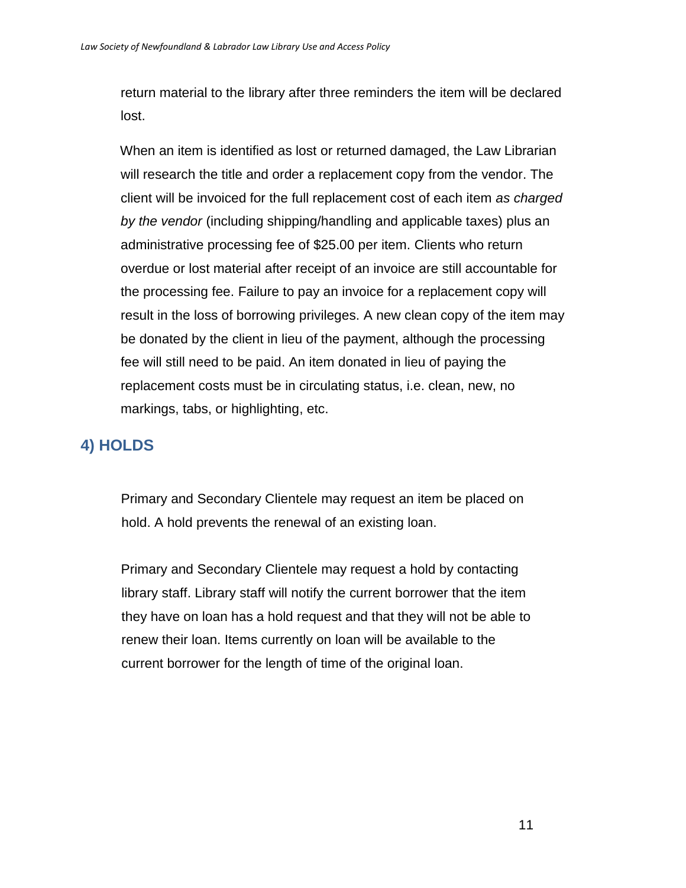return material to the library after three reminders the item will be declared lost.

When an item is identified as lost or returned damaged, the Law Librarian will research the title and order a replacement copy from the vendor. The client will be invoiced for the full replacement cost of each item *as charged by the vendor* (including shipping/handling and applicable taxes) plus an administrative processing fee of $25.00 per item. Clients who return overdue or lost material after receipt of an invoice are still accountable for the processing fee. Failure to pay an invoice for a replacement copy will result in the loss of borrowing privileges. A new clean copy of the item may be donated by the client in lieu of the payment, although the processing fee will still need to be paid. An item donated in lieu of paying the replacement costs must be in circulating status, i.e. clean, new, no markings, tabs, or highlighting, etc.

## 4) HOLDS

Primary and Secondary Clientele may request an item be placed on hold. A hold prevents the renewal of an existing loan.

Primary and Secondary Clientele may request a hold by contacting library staff. Library staff will notify the current borrower that the item they have on loan has a hold request and that they will not be able to renew their loan. Items currently on loan will be available to the current borrower for the length of time of the original loan.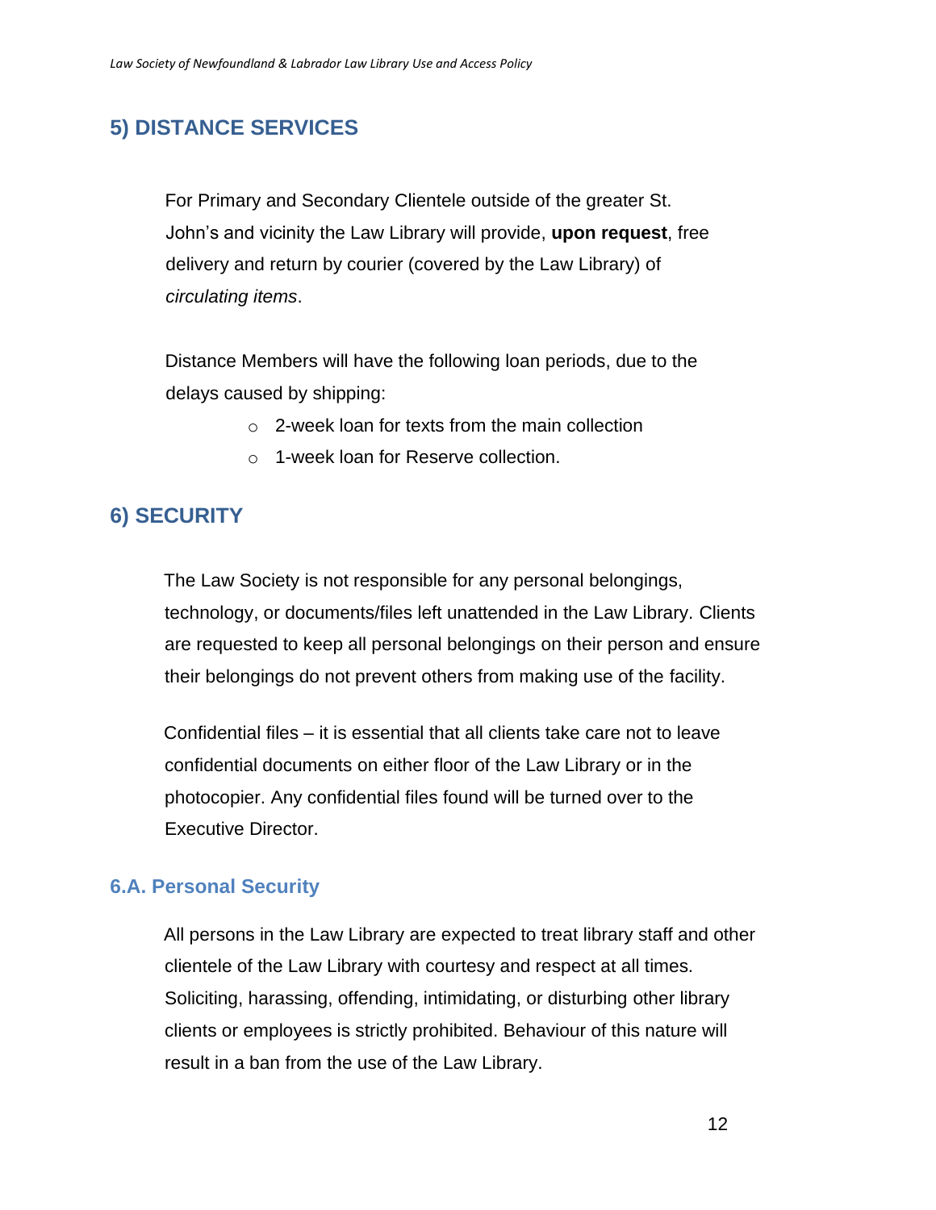## 5) DISTANCE SERVICES

For Primary and Secondary Clientele outside of the greater St. John's and vicinity the Law Library will provide, **upon request**, free delivery and return by courier (covered by the Law Library) of *circulating items*.

Distance Members will have the following loan periods, due to the delays caused by shipping:

- 2-week loan for texts from the main collection
- 1-week loan for Reserve collection.

## 6) SECURITY

The Law Society is not responsible for any personal belongings, technology, or documents/files left unattended in the Law Library. Clients are requested to keep all personal belongings on their person and ensure their belongings do not prevent others from making use of the facility.

Confidential files – it is essential that all clients take care not to leave confidential documents on either floor of the Law Library or in the photocopier. Any confidential files found will be turned over to the Executive Director.

### 6.A. Personal Security

All persons in the Law Library are expected to treat library staff and other clientele of the Law Library with courtesy and respect at all times. Soliciting, harassing, offending, intimidating, or disturbing other library clients or employees is strictly prohibited. Behaviour of this nature will result in a ban from the use of the Law Library.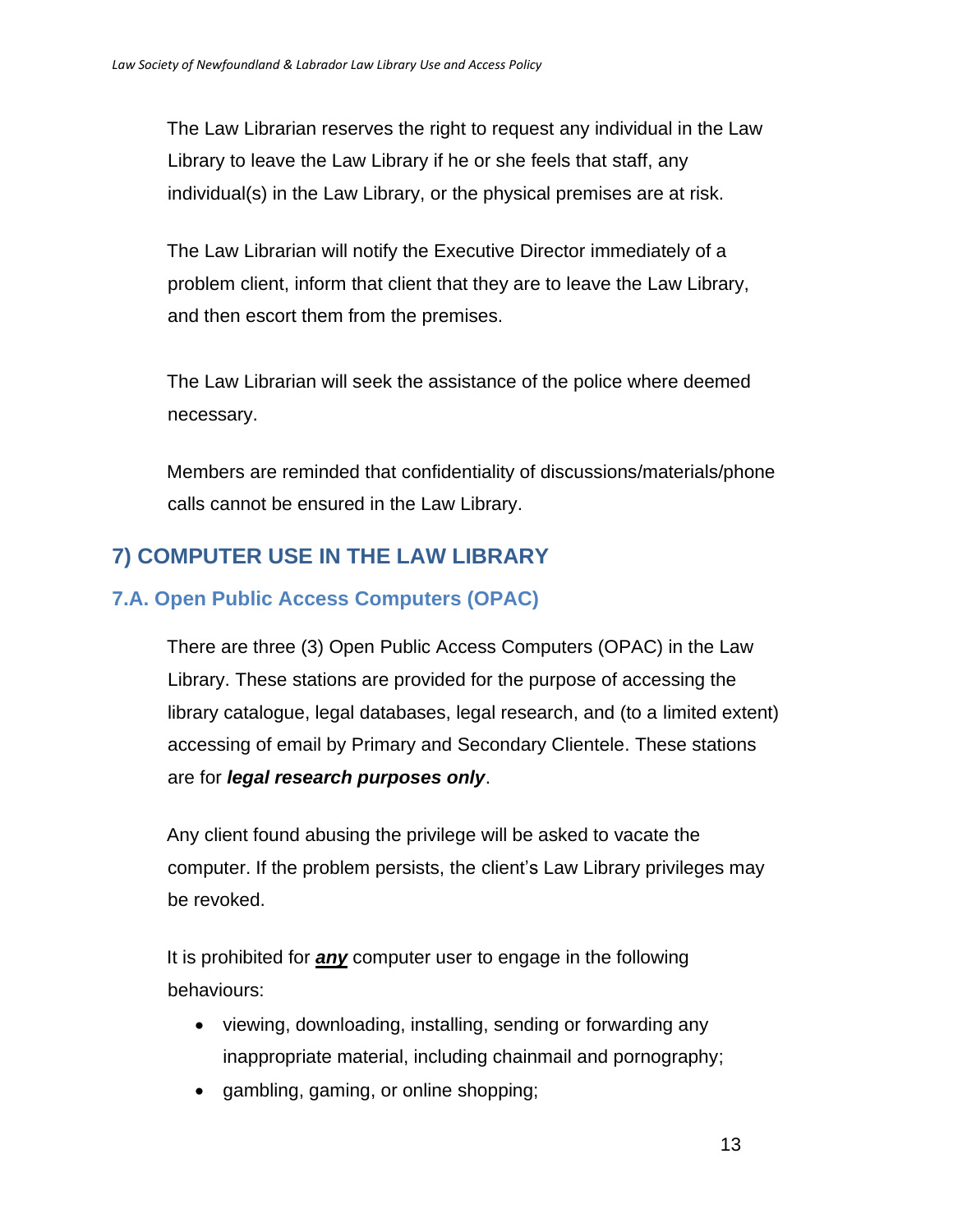The Law Librarian reserves the right to request any individual in the Law Library to leave the Law Library if he or she feels that staff, any individual(s) in the Law Library, or the physical premises are at risk.

The Law Librarian will notify the Executive Director immediately of a problem client, inform that client that they are to leave the Law Library, and then escort them from the premises.

The Law Librarian will seek the assistance of the police where deemed necessary.

Members are reminded that confidentiality of discussions/materials/phone calls cannot be ensured in the Law Library.

## 7) COMPUTER USE IN THE LAW LIBRARY

### 7.A. Open Public Access Computers (OPAC)

There are three (3) Open Public Access Computers (OPAC) in the Law Library. These stations are provided for the purpose of accessing the library catalogue, legal databases, legal research, and (to a limited extent) accessing of email by Primary and Secondary Clientele. These stations are for ***legal research purposes only***.

Any client found abusing the privilege will be asked to vacate the computer. If the problem persists, the client's Law Library privileges may be revoked.

It is prohibited for <u>***any***</u> computer user to engage in the following behaviours:

- viewing, downloading, installing, sending or forwarding any inappropriate material, including chainmail and pornography;
- gambling, gaming, or online shopping;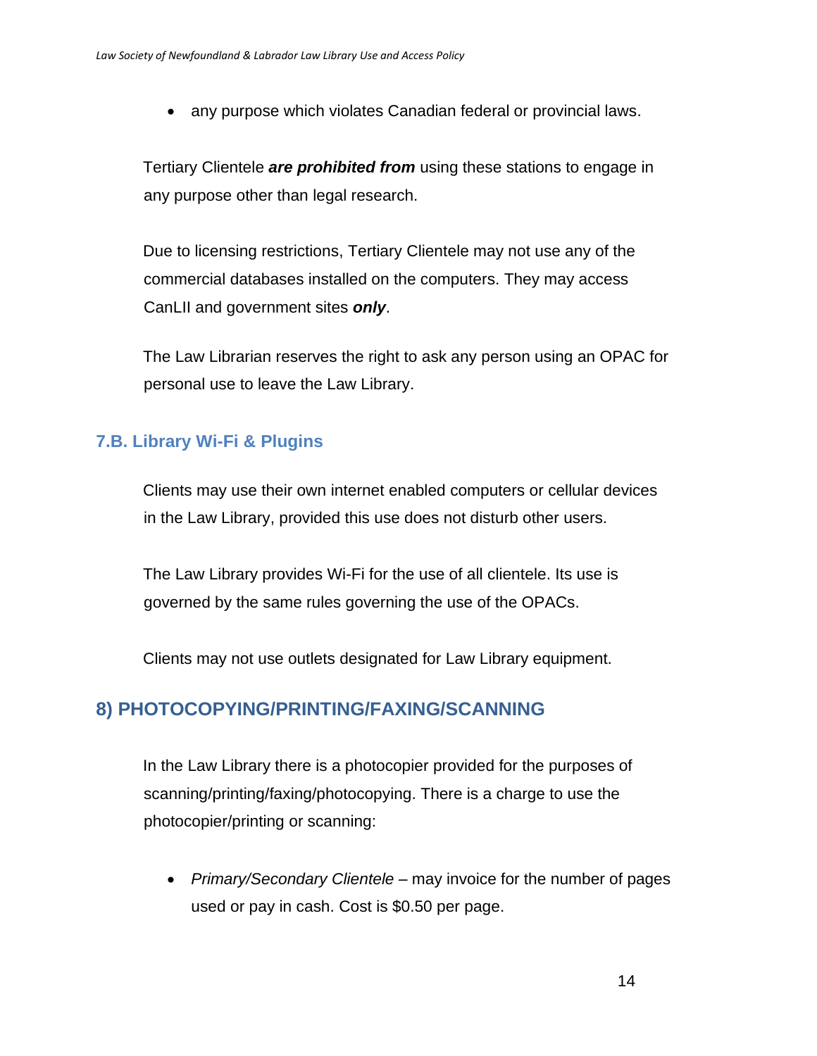- any purpose which violates Canadian federal or provincial laws.

Tertiary Clientele ***are prohibited from*** using these stations to engage in any purpose other than legal research.

Due to licensing restrictions, Tertiary Clientele may not use any of the commercial databases installed on the computers. They may access CanLII and government sites ***only***.

The Law Librarian reserves the right to ask any person using an OPAC for personal use to leave the Law Library.

### 7.B. Library Wi-Fi & Plugins

Clients may use their own internet enabled computers or cellular devices in the Law Library, provided this use does not disturb other users.

The Law Library provides Wi-Fi for the use of all clientele. Its use is governed by the same rules governing the use of the OPACs.

Clients may not use outlets designated for Law Library equipment.

## 8) PHOTOCOPYING/PRINTING/FAXING/SCANNING

In the Law Library there is a photocopier provided for the purposes of scanning/printing/faxing/photocopying. There is a charge to use the photocopier/printing or scanning:

- *Primary/Secondary Clientele* – may invoice for the number of pages used or pay in cash. Cost is $0.50 per page.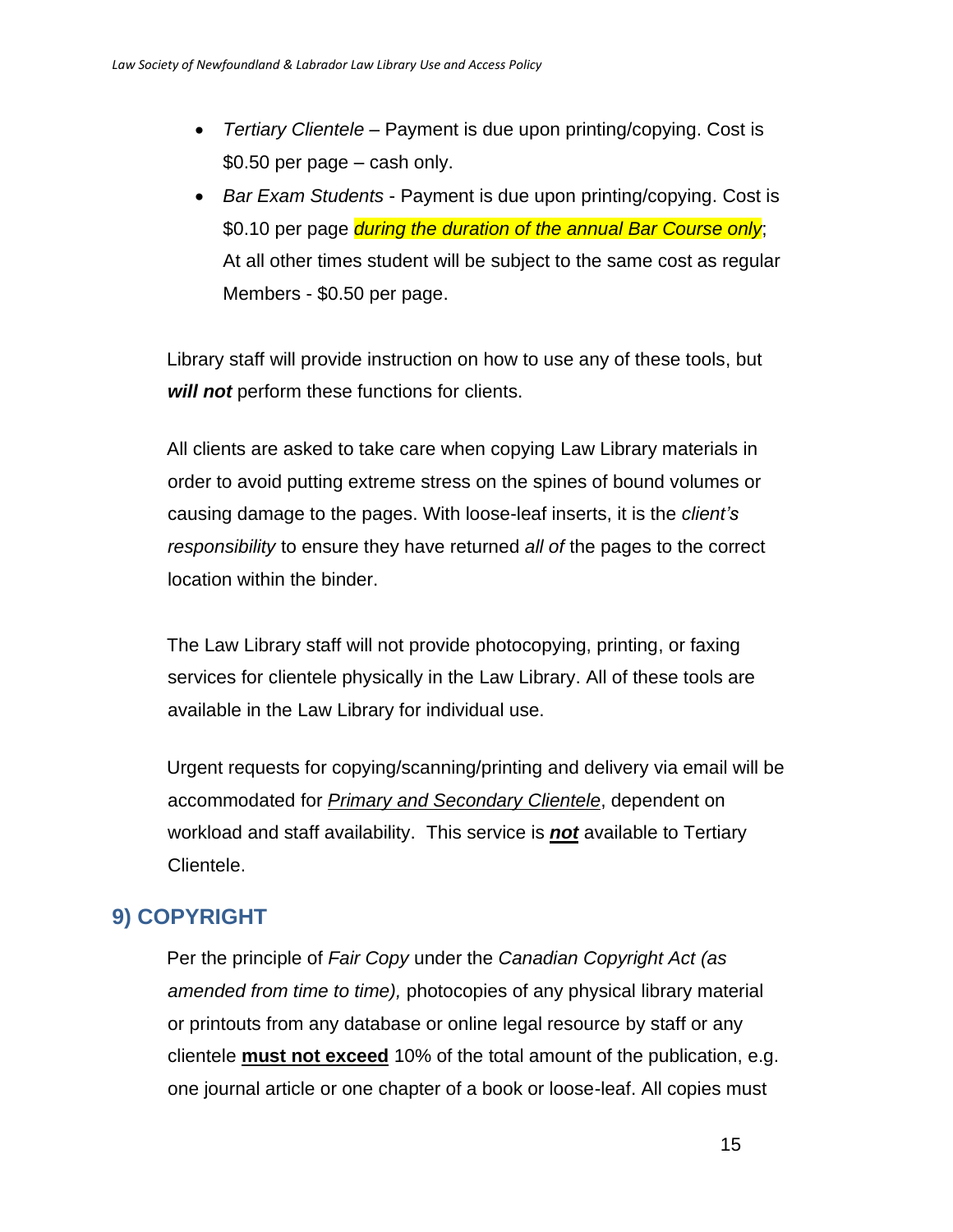- *Tertiary Clientele* – Payment is due upon printing/copying. Cost is $0.50 per page – cash only.
- *Bar Exam Students* - Payment is due upon printing/copying. Cost is $0.10 per page *during the duration of the annual Bar Course only*; At all other times student will be subject to the same cost as regular Members - $0.50 per page.

Library staff will provide instruction on how to use any of these tools, but ***will not*** perform these functions for clients.

All clients are asked to take care when copying Law Library materials in order to avoid putting extreme stress on the spines of bound volumes or causing damage to the pages. With loose-leaf inserts, it is the *client's responsibility* to ensure they have returned *all of* the pages to the correct location within the binder.

The Law Library staff will not provide photocopying, printing, or faxing services for clientele physically in the Law Library. All of these tools are available in the Law Library for individual use.

Urgent requests for copying/scanning/printing and delivery via email will be accommodated for *Primary and Secondary Clientele*, dependent on workload and staff availability. This service is ***not*** available to Tertiary Clientele.

## 9) COPYRIGHT

Per the principle of *Fair Copy* under the *Canadian Copyright Act (as amended from time to time),* photocopies of any physical library material or printouts from any database or online legal resource by staff or any clientele **must not exceed** 10% of the total amount of the publication, e.g. one journal article or one chapter of a book or loose-leaf. All copies must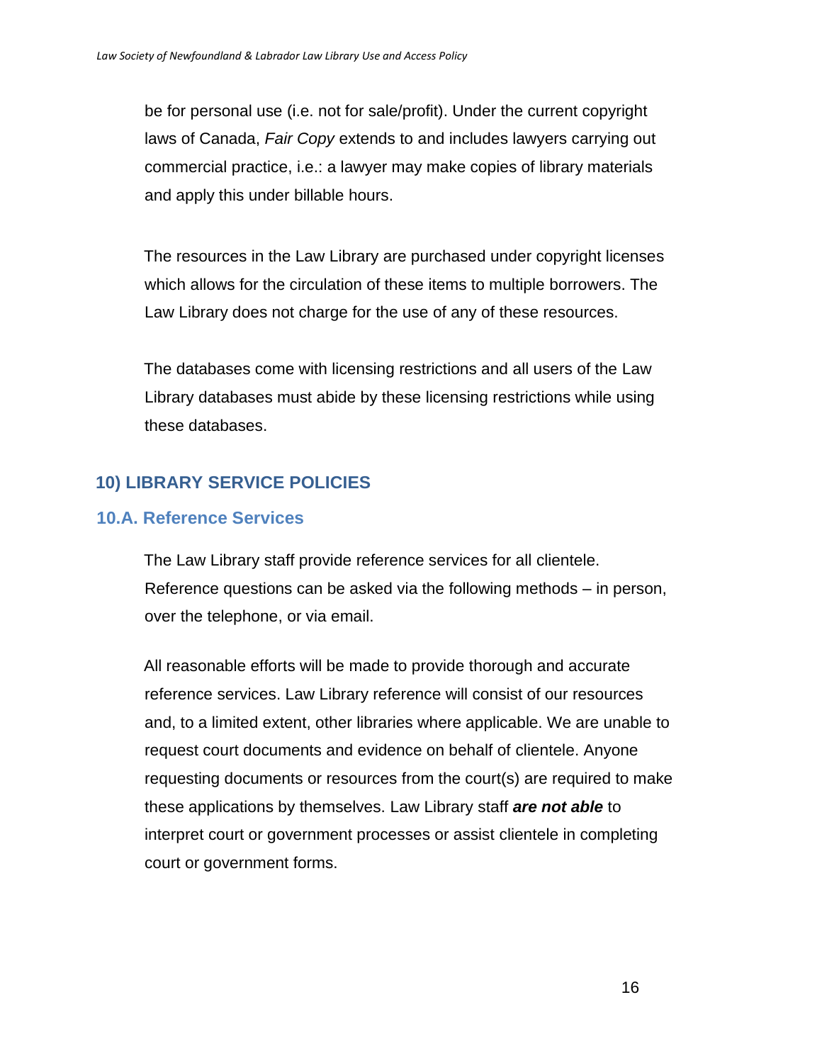be for personal use (i.e. not for sale/profit). Under the current copyright laws of Canada, *Fair Copy* extends to and includes lawyers carrying out commercial practice, i.e.: a lawyer may make copies of library materials and apply this under billable hours.

The resources in the Law Library are purchased under copyright licenses which allows for the circulation of these items to multiple borrowers. The Law Library does not charge for the use of any of these resources.

The databases come with licensing restrictions and all users of the Law Library databases must abide by these licensing restrictions while using these databases.

## 10) LIBRARY SERVICE POLICIES

### 10.A. Reference Services

The Law Library staff provide reference services for all clientele. Reference questions can be asked via the following methods – in person, over the telephone, or via email.

All reasonable efforts will be made to provide thorough and accurate reference services. Law Library reference will consist of our resources and, to a limited extent, other libraries where applicable. We are unable to request court documents and evidence on behalf of clientele. Anyone requesting documents or resources from the court(s) are required to make these applications by themselves. Law Library staff ***are not able*** to interpret court or government processes or assist clientele in completing court or government forms.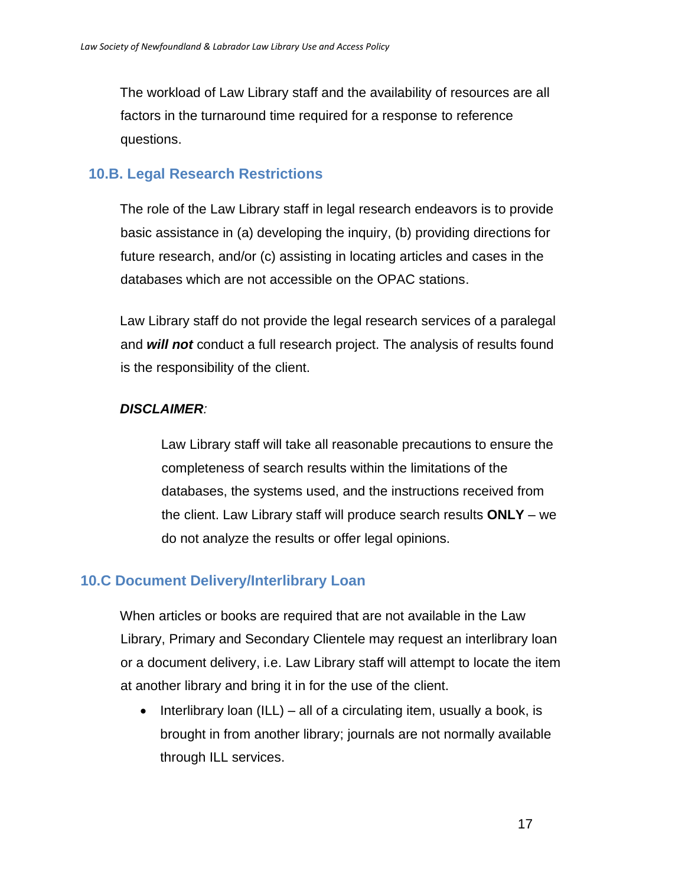The workload of Law Library staff and the availability of resources are all factors in the turnaround time required for a response to reference questions.

## 10.B. Legal Research Restrictions

The role of the Law Library staff in legal research endeavors is to provide basic assistance in (a) developing the inquiry, (b) providing directions for future research, and/or (c) assisting in locating articles and cases in the databases which are not accessible on the OPAC stations.

Law Library staff do not provide the legal research services of a paralegal and ***will not*** conduct a full research project. The analysis of results found is the responsibility of the client.

***DISCLAIMER****:*

> Law Library staff will take all reasonable precautions to ensure the completeness of search results within the limitations of the databases, the systems used, and the instructions received from the client. Law Library staff will produce search results **ONLY** – we do not analyze the results or offer legal opinions.

## 10.C Document Delivery/Interlibrary Loan

When articles or books are required that are not available in the Law Library, Primary and Secondary Clientele may request an interlibrary loan or a document delivery, i.e. Law Library staff will attempt to locate the item at another library and bring it in for the use of the client.

- Interlibrary loan (ILL) – all of a circulating item, usually a book, is brought in from another library; journals are not normally available through ILL services.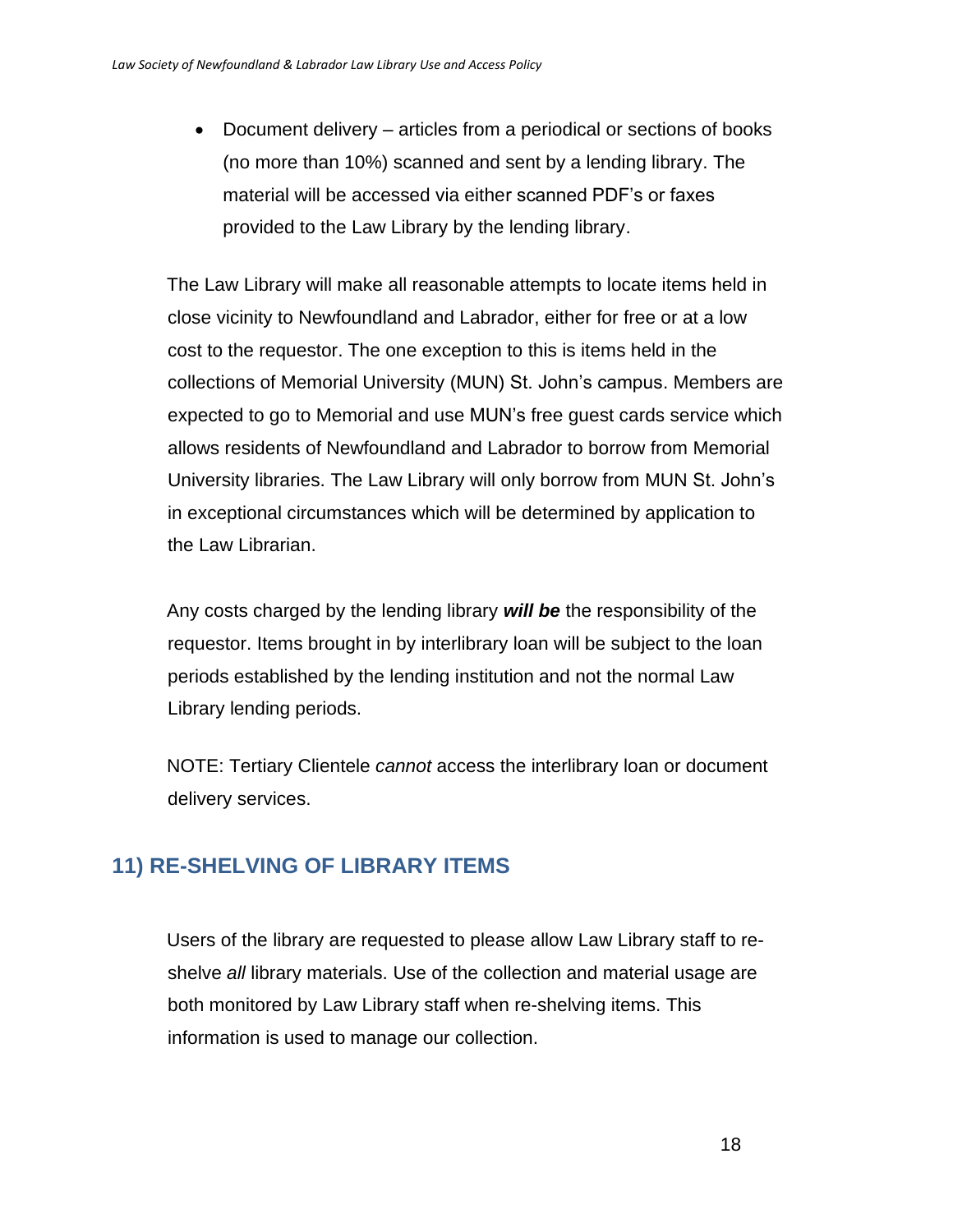- Document delivery – articles from a periodical or sections of books (no more than 10%) scanned and sent by a lending library. The material will be accessed via either scanned PDF's or faxes provided to the Law Library by the lending library.

The Law Library will make all reasonable attempts to locate items held in close vicinity to Newfoundland and Labrador, either for free or at a low cost to the requestor. The one exception to this is items held in the collections of Memorial University (MUN) St. John's campus. Members are expected to go to Memorial and use MUN's free guest cards service which allows residents of Newfoundland and Labrador to borrow from Memorial University libraries. The Law Library will only borrow from MUN St. John's in exceptional circumstances which will be determined by application to the Law Librarian.

Any costs charged by the lending library ***will be*** the responsibility of the requestor. Items brought in by interlibrary loan will be subject to the loan periods established by the lending institution and not the normal Law Library lending periods.

NOTE: Tertiary Clientele *cannot* access the interlibrary loan or document delivery services.

## 11) RE-SHELVING OF LIBRARY ITEMS

Users of the library are requested to please allow Law Library staff to re-shelve *all* library materials. Use of the collection and material usage are both monitored by Law Library staff when re-shelving items. This information is used to manage our collection.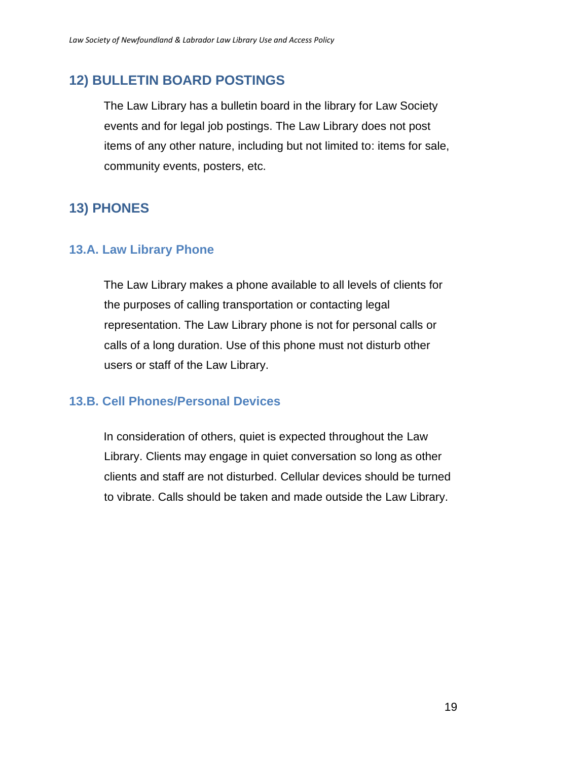## 12) BULLETIN BOARD POSTINGS

The Law Library has a bulletin board in the library for Law Society events and for legal job postings. The Law Library does not post items of any other nature, including but not limited to: items for sale, community events, posters, etc.

## 13) PHONES

### 13.A. Law Library Phone

The Law Library makes a phone available to all levels of clients for the purposes of calling transportation or contacting legal representation. The Law Library phone is not for personal calls or calls of a long duration. Use of this phone must not disturb other users or staff of the Law Library.

### 13.B. Cell Phones/Personal Devices

In consideration of others, quiet is expected throughout the Law Library. Clients may engage in quiet conversation so long as other clients and staff are not disturbed. Cellular devices should be turned to vibrate. Calls should be taken and made outside the Law Library.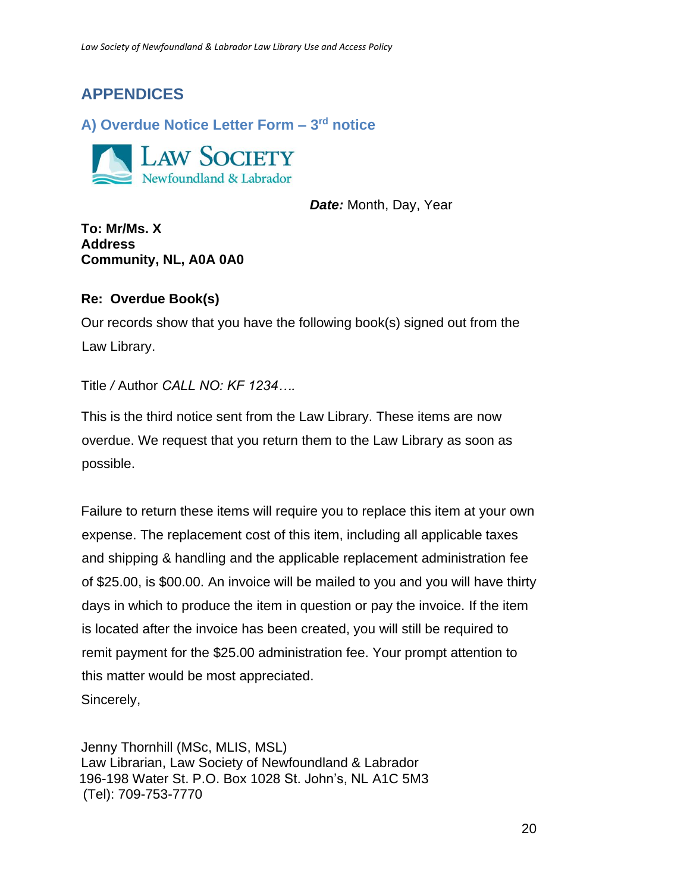# APPENDICES

## A) Overdue Notice Letter Form – 3rd notice

LAW SOCIETY
Newfoundland & Labrador

***Date:*** Month, Day, Year

**To: Mr/Ms. X**
**Address**
**Community, NL, A0A 0A0**

**Re: Overdue Book(s)**

Our records show that you have the following book(s) signed out from the Law Library.

Title / Author *CALL NO: KF 1234….*

This is the third notice sent from the Law Library. These items are now overdue. We request that you return them to the Law Library as soon as possible.

Failure to return these items will require you to replace this item at your own expense. The replacement cost of this item, including all applicable taxes and shipping & handling and the applicable replacement administration fee of $25.00, is $00.00. An invoice will be mailed to you and you will have thirty days in which to produce the item in question or pay the invoice. If the item is located after the invoice has been created, you will still be required to remit payment for the $25.00 administration fee. Your prompt attention to this matter would be most appreciated.

Sincerely,

Jenny Thornhill (MSc, MLIS, MSL)
Law Librarian, Law Society of Newfoundland & Labrador
196-198 Water St. P.O. Box 1028 St. John's, NL A1C 5M3
(Tel): 709-753-7770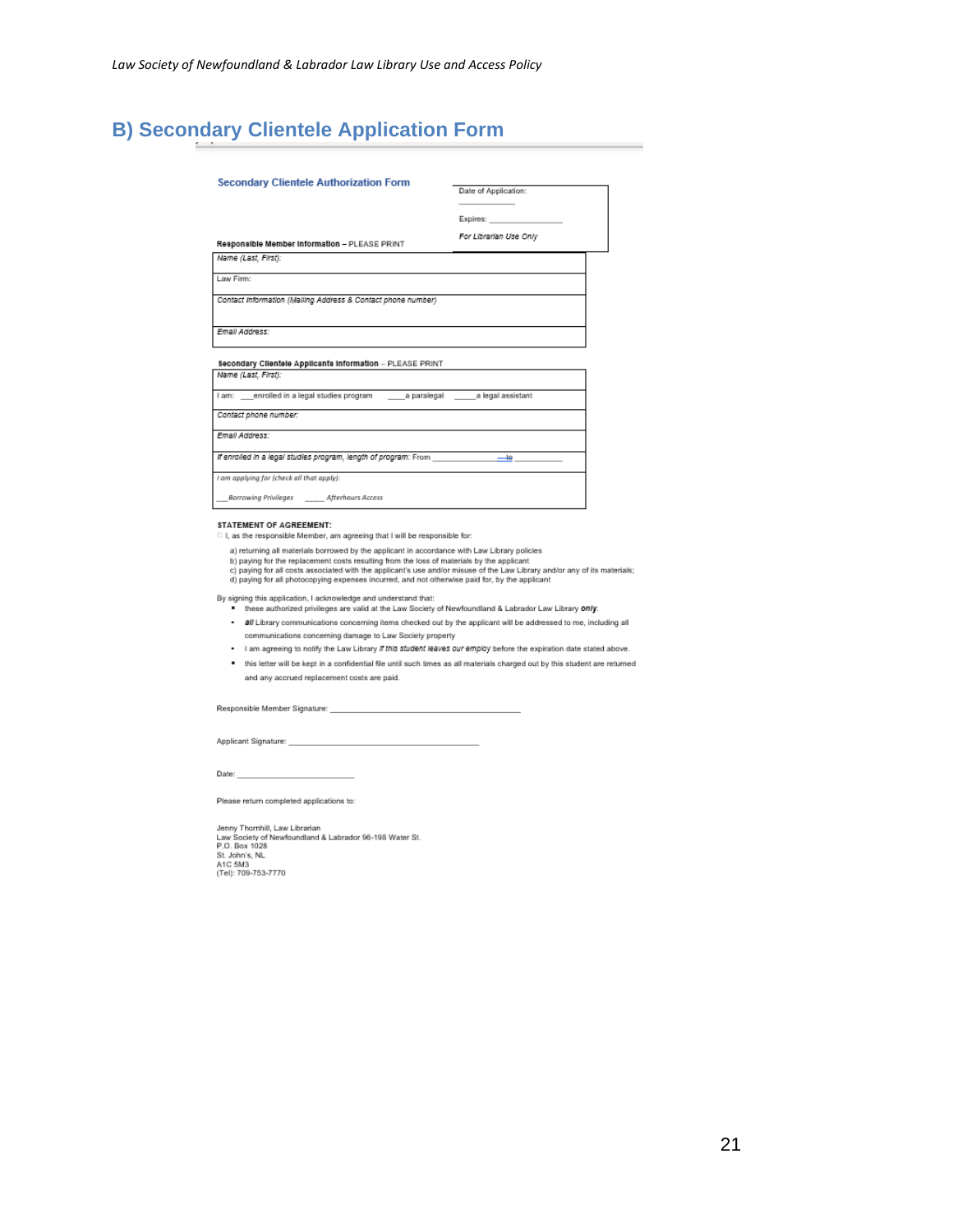## B) Secondary Clientele Application Form

### Secondary Clientele Authorization Form

| Date of Application: ____________ |
|---|
| Expires: ________________ |
| *For Librarian Use Only* |

**Responsible Member Information** – PLEASE PRINT

| |
|---|
| *Name (Last, First):* |
| Law Firm: |
| *Contact Information (Mailing Address & Contact phone number)* |
| *Email Address:* |

**Secondary Clientele Applicants Information** – PLEASE PRINT

| |
|---|
| *Name (Last, First):* |
| I am: ___enrolled in a legal studies program ____a paralegal _____a legal assistant |
| *Contact phone number:* |
| *Email Address:* |
| *If enrolled in a legal studies program, length of program:* From ______________ to __________ |
| *I am applying for (check all that apply):* ___*Borrowing Privileges* _____ *Afterhours Access* |

**STATEMENT OF AGREEMENT:**

☐ I, as the responsible Member, am agreeing that I will be responsible for:

a) returning all materials borrowed by the applicant in accordance with Law Library policies
b) paying for the replacement costs resulting from the loss of materials by the applicant
c) paying for all costs associated with the applicant's use and/or misuse of the Law Library and/or any of its materials;
d) paying for all photocopying expenses incurred, and not otherwise paid for, by the applicant

By signing this application, I acknowledge and understand that:

- these authorized privileges are valid at the Law Society of Newfoundland & Labrador Law Library ***only***.
- ***all*** Library communications concerning items checked out by the applicant will be addressed to me, including all communications concerning damage to Law Society property
- I am agreeing to notify the Law Library *if this student leaves our employ* before the expiration date stated above.
- this letter will be kept in a confidential file until such times as all materials charged out by this student are returned and any accrued replacement costs are paid.

Responsible Member Signature: ________________________________________

Applicant Signature: ________________________________________

Date: ________________________

Please return completed applications to:

Jenny Thornhill, Law Librarian
Law Society of Newfoundland & Labrador 96-198 Water St.
P.O. Box 1028
St. John's, NL
A1C 5M3
(Tel): 709-753-7770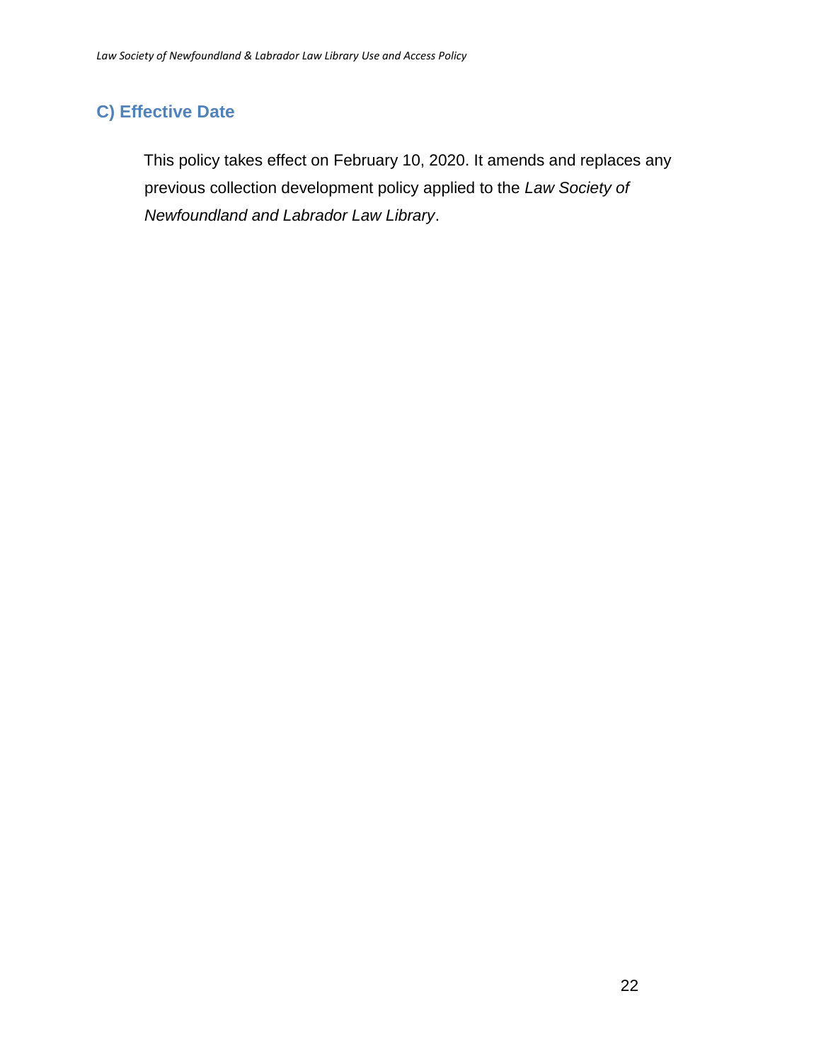## C) Effective Date

This policy takes effect on February 10, 2020. It amends and replaces any previous collection development policy applied to the *Law Society of Newfoundland and Labrador Law Library*.